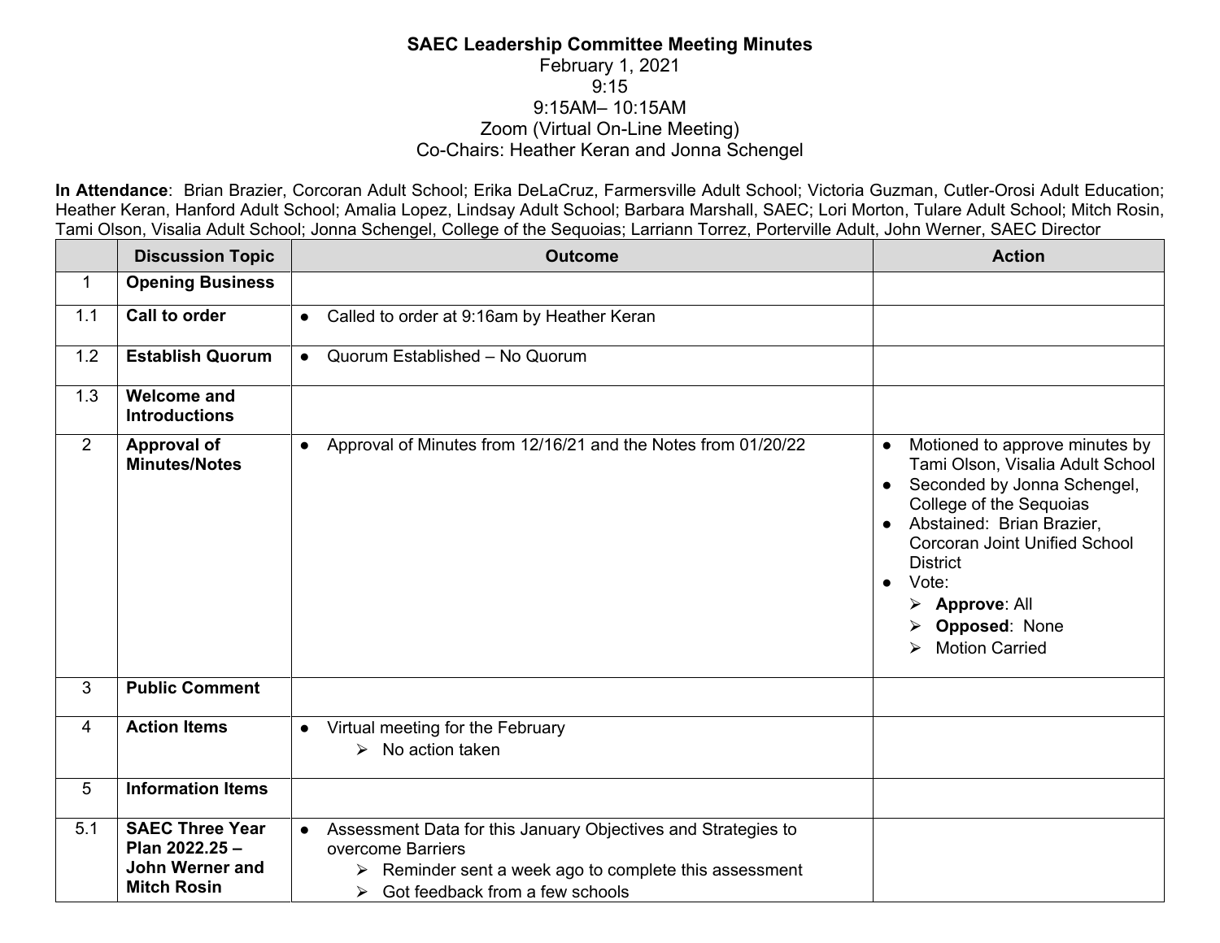**SAEC Leadership Committee Meeting Minutes**
February 1, 2021
9:15
9:15AM– 10:15AM
Zoom (Virtual On-Line Meeting)
Co-Chairs: Heather Keran and Jonna Schengel

**In Attendance**: Brian Brazier, Corcoran Adult School; Erika DeLaCruz, Farmersville Adult School; Victoria Guzman, Cutler-Orosi Adult Education; Heather Keran, Hanford Adult School; Amalia Lopez, Lindsay Adult School; Barbara Marshall, SAEC; Lori Morton, Tulare Adult School; Mitch Rosin, Tami Olson, Visalia Adult School; Jonna Schengel, College of the Sequoias; Larriann Torrez, Porterville Adult, John Werner, SAEC Director

| | Discussion Topic | Outcome | Action |
|---|---|---|---|
| 1 | **Opening Business** | | |
| 1.1 | **Call to order** | ● Called to order at 9:16am by Heather Keran | |
| 1.2 | **Establish Quorum** | ● Quorum Established – No Quorum | |
| 1.3 | **Welcome and Introductions** | | |
| 2 | **Approval of Minutes/Notes** | ● Approval of Minutes from 12/16/21 and the Notes from 01/20/22 | ● Motioned to approve minutes by Tami Olson, Visalia Adult School<br>● Seconded by Jonna Schengel, College of the Sequoias<br>● Abstained: Brian Brazier, Corcoran Joint Unified School District<br>● Vote:<br>➢ **Approve**: All<br>➢ **Opposed**: None<br>➢ Motion Carried |
| 3 | **Public Comment** | | |
| 4 | **Action Items** | ● Virtual meeting for the February<br>➢ No action taken | |
| 5 | **Information Items** | | |
| 5.1 | **SAEC Three Year Plan 2022.25 – John Werner and Mitch Rosin** | ● Assessment Data for this January Objectives and Strategies to overcome Barriers<br>➢ Reminder sent a week ago to complete this assessment<br>➢ Got feedback from a few schools | |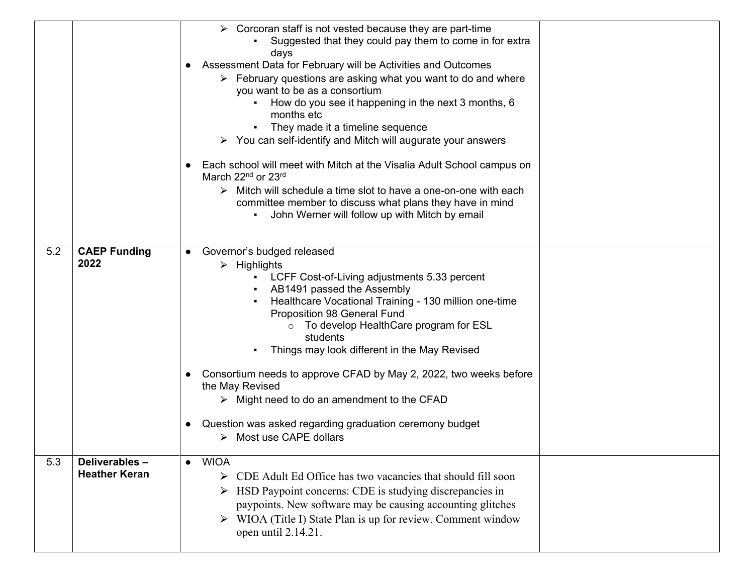| | | | |
|---|---|---|---|
| | | ➢ Corcoran staff is not vested because they are part-time<br>&nbsp;&nbsp;&nbsp;&nbsp;▪ Suggested that they could pay them to come in for extra days<br>● Assessment Data for February will be Activities and Outcomes<br>&nbsp;&nbsp;➢ February questions are asking what you want to do and where you want to be as a consortium<br>&nbsp;&nbsp;&nbsp;&nbsp;▪ How do you see it happening in the next 3 months, 6 months etc<br>&nbsp;&nbsp;&nbsp;&nbsp;▪ They made it a timeline sequence<br>&nbsp;&nbsp;➢ You can self-identify and Mitch will augurate your answers<br><br>● Each school will meet with Mitch at the Visalia Adult School campus on March 22nd or 23rd<br>&nbsp;&nbsp;➢ Mitch will schedule a time slot to have a one-on-one with each committee member to discuss what plans they have in mind<br>&nbsp;&nbsp;&nbsp;&nbsp;▪ John Werner will follow up with Mitch by email | |
| 5.2 | **CAEP Funding 2022** | ● Governor's budged released<br>&nbsp;&nbsp;➢ Highlights<br>&nbsp;&nbsp;&nbsp;&nbsp;▪ LCFF Cost-of-Living adjustments 5.33 percent<br>&nbsp;&nbsp;&nbsp;&nbsp;▪ AB1491 passed the Assembly<br>&nbsp;&nbsp;&nbsp;&nbsp;▪ Healthcare Vocational Training - 130 million one-time Proposition 98 General Fund<br>&nbsp;&nbsp;&nbsp;&nbsp;&nbsp;&nbsp;o To develop HealthCare program for ESL students<br>&nbsp;&nbsp;&nbsp;&nbsp;▪ Things may look different in the May Revised<br><br>● Consortium needs to approve CFAD by May 2, 2022, two weeks before the May Revised<br>&nbsp;&nbsp;➢ Might need to do an amendment to the CFAD<br><br>● Question was asked regarding graduation ceremony budget<br>&nbsp;&nbsp;➢ Most use CAPE dollars | |
| 5.3 | **Deliverables – Heather Keran** | ● WIOA<br>&nbsp;&nbsp;➢ CDE Adult Ed Office has two vacancies that should fill soon<br>&nbsp;&nbsp;➢ HSD Paypoint concerns: CDE is studying discrepancies in paypoints. New software may be causing accounting glitches<br>&nbsp;&nbsp;➢ WIOA (Title I) State Plan is up for review. Comment window open until 2.14.21. | |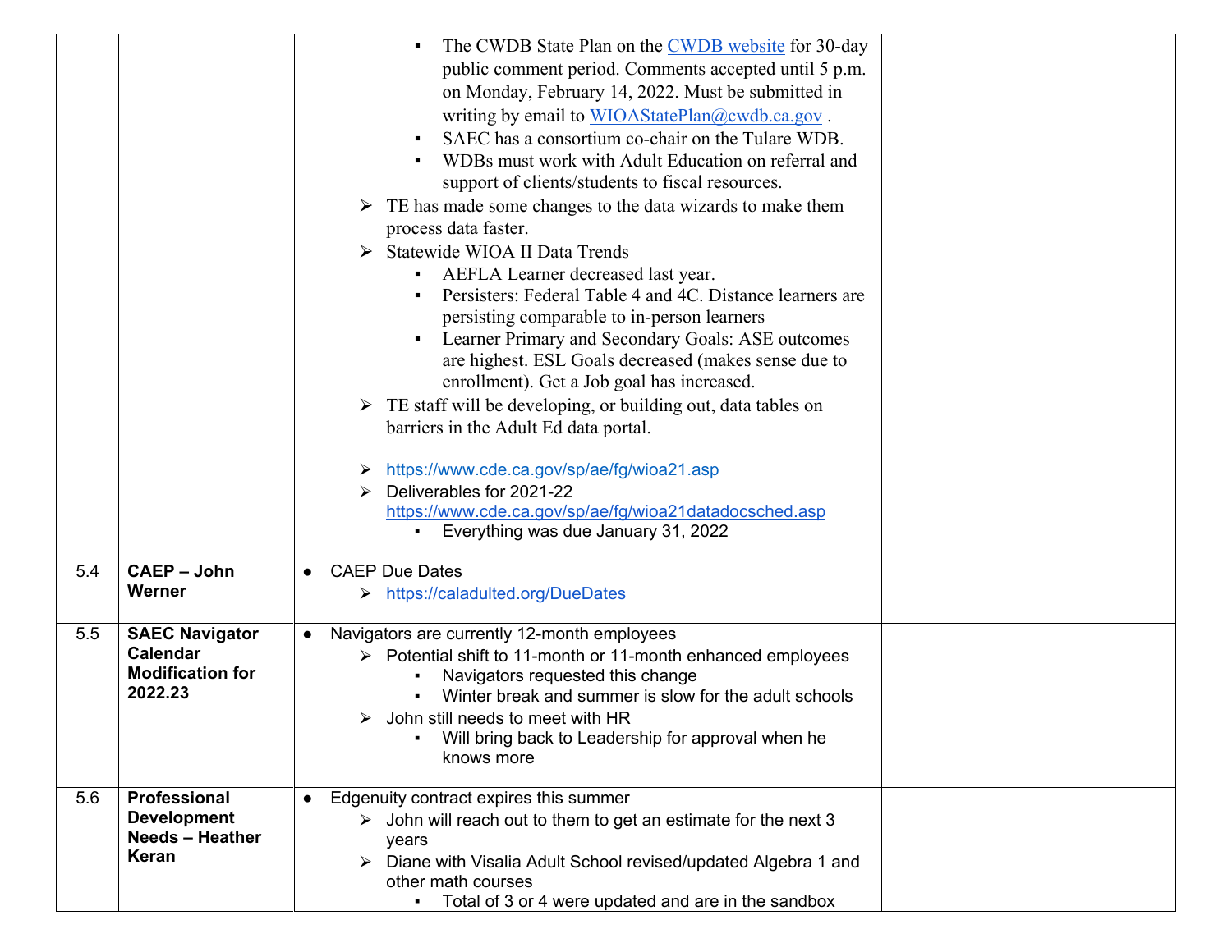| | | | |
|---|---|---|---|
| | | ▪ The CWDB State Plan on the [CWDB website](CWDB website) for 30-day public comment period. Comments accepted until 5 p.m. on Monday, February 14, 2022. Must be submitted in writing by email to WIOAStatePlan@cwdb.ca.gov .<br>▪ SAEC has a consortium co-chair on the Tulare WDB.<br>▪ WDBs must work with Adult Education on referral and support of clients/students to fiscal resources.<br>➢ TE has made some changes to the data wizards to make them process data faster.<br>➢ Statewide WIOA II Data Trends<br>▪ AEFLA Learner decreased last year.<br>▪ Persisters: Federal Table 4 and 4C. Distance learners are persisting comparable to in-person learners<br>▪ Learner Primary and Secondary Goals: ASE outcomes are highest. ESL Goals decreased (makes sense due to enrollment). Get a Job goal has increased.<br>➢ TE staff will be developing, or building out, data tables on barriers in the Adult Ed data portal.<br><br>➢ https://www.cde.ca.gov/sp/ae/fg/wioa21.asp<br>➢ Deliverables for 2021-22 https://www.cde.ca.gov/sp/ae/fg/wioa21datadocsched.asp<br>▪ Everything was due January 31, 2022 | |
| 5.4 | **CAEP – John Werner** | ● CAEP Due Dates<br>➢ https://caladulted.org/DueDates | |
| 5.5 | **SAEC Navigator Calendar Modification for 2022.23** | ● Navigators are currently 12-month employees<br>➢ Potential shift to 11-month or 11-month enhanced employees<br>▪ Navigators requested this change<br>▪ Winter break and summer is slow for the adult schools<br>➢ John still needs to meet with HR<br>▪ Will bring back to Leadership for approval when he knows more | |
| 5.6 | **Professional Development Needs – Heather Keran** | ● Edgenuity contract expires this summer<br>➢ John will reach out to them to get an estimate for the next 3 years<br>➢ Diane with Visalia Adult School revised/updated Algebra 1 and other math courses<br>▪ Total of 3 or 4 were updated and are in the sandbox | |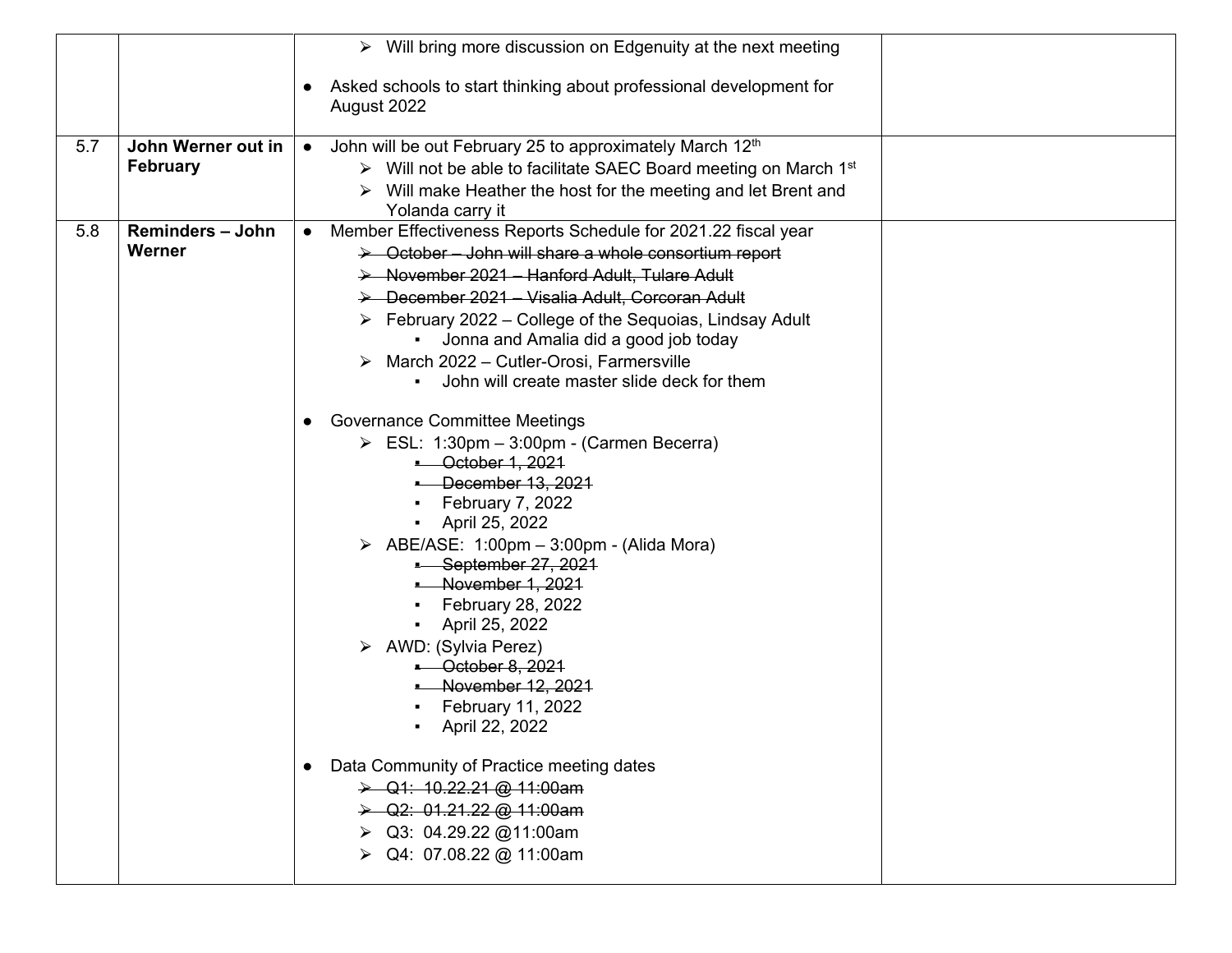| | | | |
|---|---|---|---|
| | | ➢ Will bring more discussion on Edgenuity at the next meeting<br><br>● Asked schools to start thinking about professional development for August 2022 | |
| 5.7 | **John Werner out in February** | ● John will be out February 25 to approximately March 12th<br>➢ Will not be able to facilitate SAEC Board meeting on March 1st<br>➢ Will make Heather the host for the meeting and let Brent and Yolanda carry it | |
| 5.8 | **Reminders – John Werner** | ● Member Effectiveness Reports Schedule for 2021.22 fiscal year<br>➢ ~~October – John will share a whole consortium report~~<br>➢ ~~November 2021 – Hanford Adult, Tulare Adult~~<br>➢ ~~December 2021 – Visalia Adult, Corcoran Adult~~<br>➢ February 2022 – College of the Sequoias, Lindsay Adult<br>▪ Jonna and Amalia did a good job today<br>➢ March 2022 – Cutler-Orosi, Farmersville<br>▪ John will create master slide deck for them<br><br>● Governance Committee Meetings<br>➢ ESL: 1:30pm – 3:00pm - (Carmen Becerra)<br>▪ ~~October 1, 2021~~<br>▪ ~~December 13, 2021~~<br>▪ February 7, 2022<br>▪ April 25, 2022<br>➢ ABE/ASE: 1:00pm – 3:00pm - (Alida Mora)<br>▪ ~~September 27, 2021~~<br>▪ ~~November 1, 2021~~<br>▪ February 28, 2022<br>▪ April 25, 2022<br>➢ AWD: (Sylvia Perez)<br>▪ ~~October 8, 2021~~<br>▪ ~~November 12, 2021~~<br>▪ February 11, 2022<br>▪ April 22, 2022<br><br>● Data Community of Practice meeting dates<br>➢ ~~Q1: 10.22.21 @ 11:00am~~<br>➢ ~~Q2: 01.21.22 @ 11:00am~~<br>➢ Q3: 04.29.22 @11:00am<br>➢ Q4: 07.08.22 @ 11:00am | |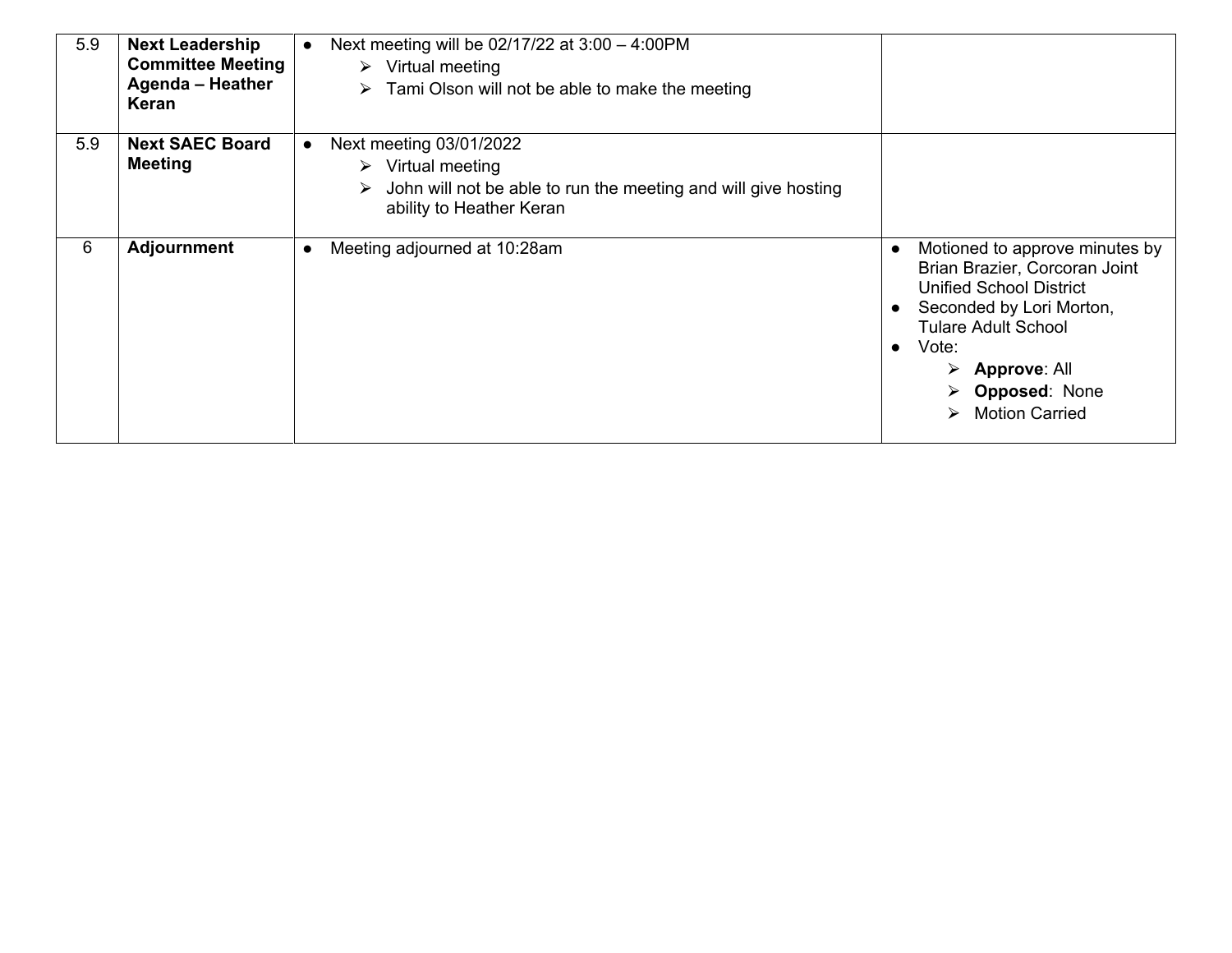| | | | |
|---|---|---|---|
| 5.9 | **Next Leadership Committee Meeting Agenda – Heather Keran** | • Next meeting will be 02/17/22 at 3:00 – 4:00PM<br>➢ Virtual meeting<br>➢ Tami Olson will not be able to make the meeting | |
| 5.9 | **Next SAEC Board Meeting** | • Next meeting 03/01/2022<br>➢ Virtual meeting<br>➢ John will not be able to run the meeting and will give hosting ability to Heather Keran | |
| 6 | **Adjournment** | • Meeting adjourned at 10:28am | • Motioned to approve minutes by Brian Brazier, Corcoran Joint Unified School District<br>• Seconded by Lori Morton, Tulare Adult School<br>• Vote:<br>➢ **Approve**: All<br>➢ **Opposed**: None<br>➢ Motion Carried |